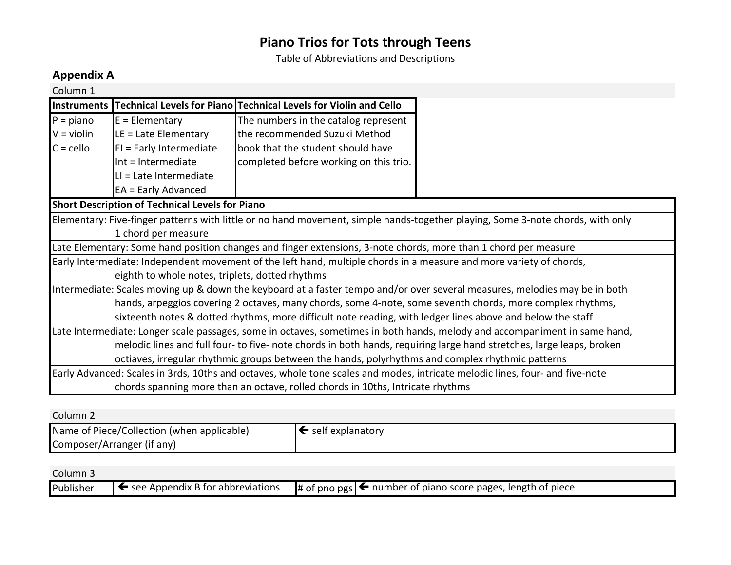# Piano Trios for Tots through Teens

Table of Abbreviations and Descriptions

## Appendix A

Column 1

| Instruments | Technical Levels for Piano | Technical Levels for Violin and Cello |
|---|---|---|
| P = piano<br>V = violin<br>C = cello | E = Elementary<br>LE = Late Elementary<br>EI = Early Intermediate<br>Int = Intermediate<br>LI = Late Intermediate<br>EA = Early Advanced | The numbers in the catalog represent the recommended Suzuki Method book that the student should have completed before working on this trio. |

| Short Description of Technical Levels for Piano |
|---|
| Elementary: Five-finger patterns with little or no hand movement, simple hands-together playing, Some 3-note chords, with only 1 chord per measure |
| Late Elementary: Some hand position changes and finger extensions, 3-note chords, more than 1 chord per measure |
| Early Intermediate: Independent movement of the left hand, multiple chords in a measure and more variety of chords, eighth to whole notes, triplets, dotted rhythms |
| Intermediate: Scales moving up & down the keyboard at a faster tempo and/or over several measures, melodies may be in both hands, arpeggios covering 2 octaves, many chords, some 4-note, some seventh chords, more complex rhythms, sixteenth notes & dotted rhythms, more difficult note reading, with ledger lines above and below the staff |
| Late Intermediate: Longer scale passages, some in octaves, sometimes in both hands, melody and accompaniment in same hand, melodic lines and full four- to five- note chords in both hands, requiring large hand stretches, large leaps, broken octiaves, irregular rhythmic groups between the hands, polyrhythms and complex rhythmic patterns |
| Early Advanced: Scales in 3rds, 10ths and octaves, whole tone scales and modes, intricate melodic lines, four- and five-note chords spanning more than an octave, rolled chords in 10ths, Intricate rhythms |

Column 2

| Name of Piece/Collection (when applicable)<br>Composer/Arranger (if any) | 🡐 self explanatory |
|---|---|

Column 3

| Publisher | 🡐 see Appendix B for abbreviations | # of pno pgs | 🡐 number of piano score pages, length of piece |
|---|---|---|---|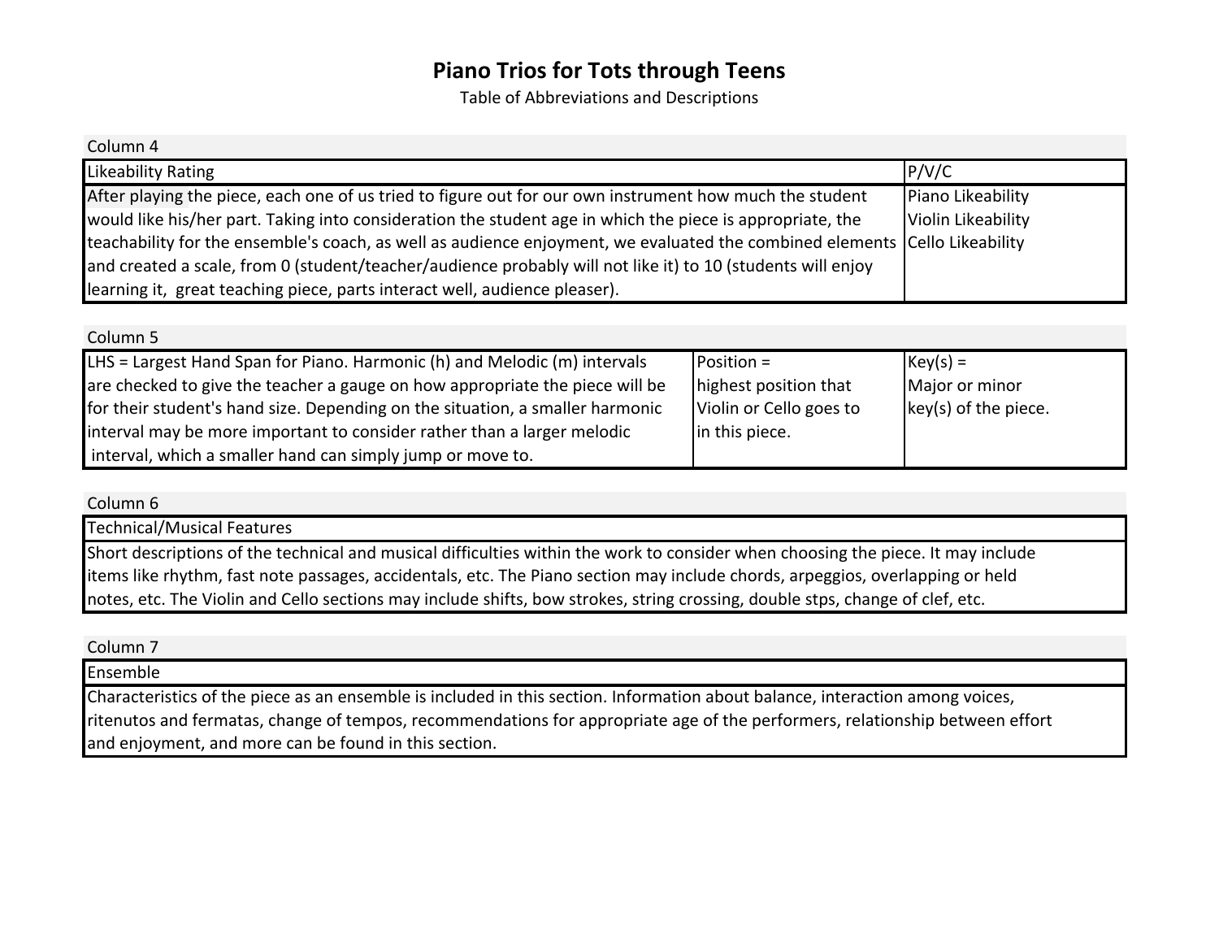# Piano Trios for Tots through Teens

Table of Abbreviations and Descriptions

Column 4

| Likeability Rating | P/V/C |
|---|---|
| After playing the piece, each one of us tried to figure out for our own instrument how much the student would like his/her part. Taking into consideration the student age in which the piece is appropriate, the teachability for the ensemble's coach, as well as audience enjoyment, we evaluated the combined elements and created a scale, from 0 (student/teacher/audience probably will not like it) to 10 (students will enjoy learning it, great teaching piece, parts interact well, audience pleaser). | Piano Likeability<br>Violin Likeability<br>Cello Likeability |

Column 5

| LHS = Largest Hand Span for Piano. Harmonic (h) and Melodic (m) intervals are checked to give the teacher a gauge on how appropriate the piece will be for their student's hand size. Depending on the situation, a smaller harmonic interval may be more important to consider rather than a larger melodic interval, which a smaller hand can simply jump or move to. | Position = highest position that Violin or Cello goes to in this piece. | Key(s) = Major or minor key(s) of the piece. |
|---|---|---|

Column 6

| Technical/Musical Features |
|---|
| Short descriptions of the technical and musical difficulties within the work to consider when choosing the piece. It may include items like rhythm, fast note passages, accidentals, etc. The Piano section may include chords, arpeggios, overlapping or held notes, etc. The Violin and Cello sections may include shifts, bow strokes, string crossing, double stps, change of clef, etc. |

Column 7

| Ensemble |
|---|
| Characteristics of the piece as an ensemble is included in this section. Information about balance, interaction among voices, ritenutos and fermatas, change of tempos, recommendations for appropriate age of the performers, relationship between effort and enjoyment, and more can be found in this section. |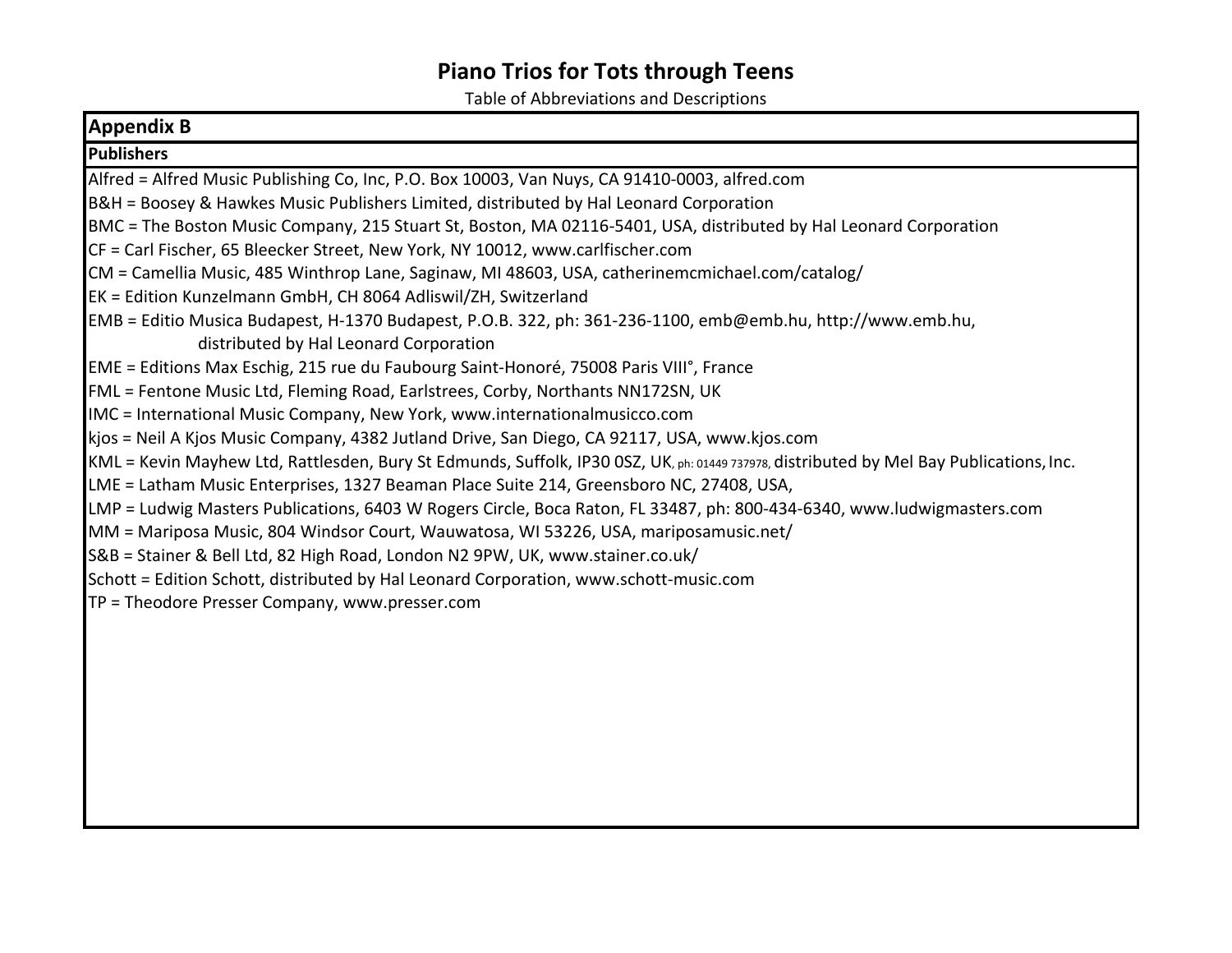# Piano Trios for Tots through Teens

Table of Abbreviations and Descriptions

## Appendix B

### Publishers

Alfred = Alfred Music Publishing Co, Inc, P.O. Box 10003, Van Nuys, CA 91410-0003, alfred.com

B&H = Boosey & Hawkes Music Publishers Limited, distributed by Hal Leonard Corporation

BMC = The Boston Music Company, 215 Stuart St, Boston, MA 02116-5401, USA, distributed by Hal Leonard Corporation

CF = Carl Fischer, 65 Bleecker Street, New York, NY 10012, www.carlfischer.com

CM = Camellia Music, 485 Winthrop Lane, Saginaw, MI 48603, USA, catherinemcmichael.com/catalog/

EK = Edition Kunzelmann GmbH, CH 8064 Adliswil/ZH, Switzerland

EMB = Editio Musica Budapest, H-1370 Budapest, P.O.B. 322, ph: 361-236-1100, emb@emb.hu, http://www.emb.hu, distributed by Hal Leonard Corporation

EME = Editions Max Eschig, 215 rue du Faubourg Saint-Honoré, 75008 Paris VIII°, France

FML = Fentone Music Ltd, Fleming Road, Earlstrees, Corby, Northants NN172SN, UK

IMC = International Music Company, New York, www.internationalmusicco.com

kjos = Neil A Kjos Music Company, 4382 Jutland Drive, San Diego, CA 92117, USA, www.kjos.com

KML = Kevin Mayhew Ltd, Rattlesden, Bury St Edmunds, Suffolk, IP30 0SZ, UK, ph: 01449 737978, distributed by Mel Bay Publications, Inc.

LME = Latham Music Enterprises, 1327 Beaman Place Suite 214, Greensboro NC, 27408, USA,

LMP = Ludwig Masters Publications, 6403 W Rogers Circle, Boca Raton, FL 33487, ph: 800-434-6340, www.ludwigmasters.com

MM = Mariposa Music, 804 Windsor Court, Wauwatosa, WI 53226, USA, mariposamusic.net/

S&B = Stainer & Bell Ltd, 82 High Road, London N2 9PW, UK, www.stainer.co.uk/

Schott = Edition Schott, distributed by Hal Leonard Corporation, www.schott-music.com

TP = Theodore Presser Company, www.presser.com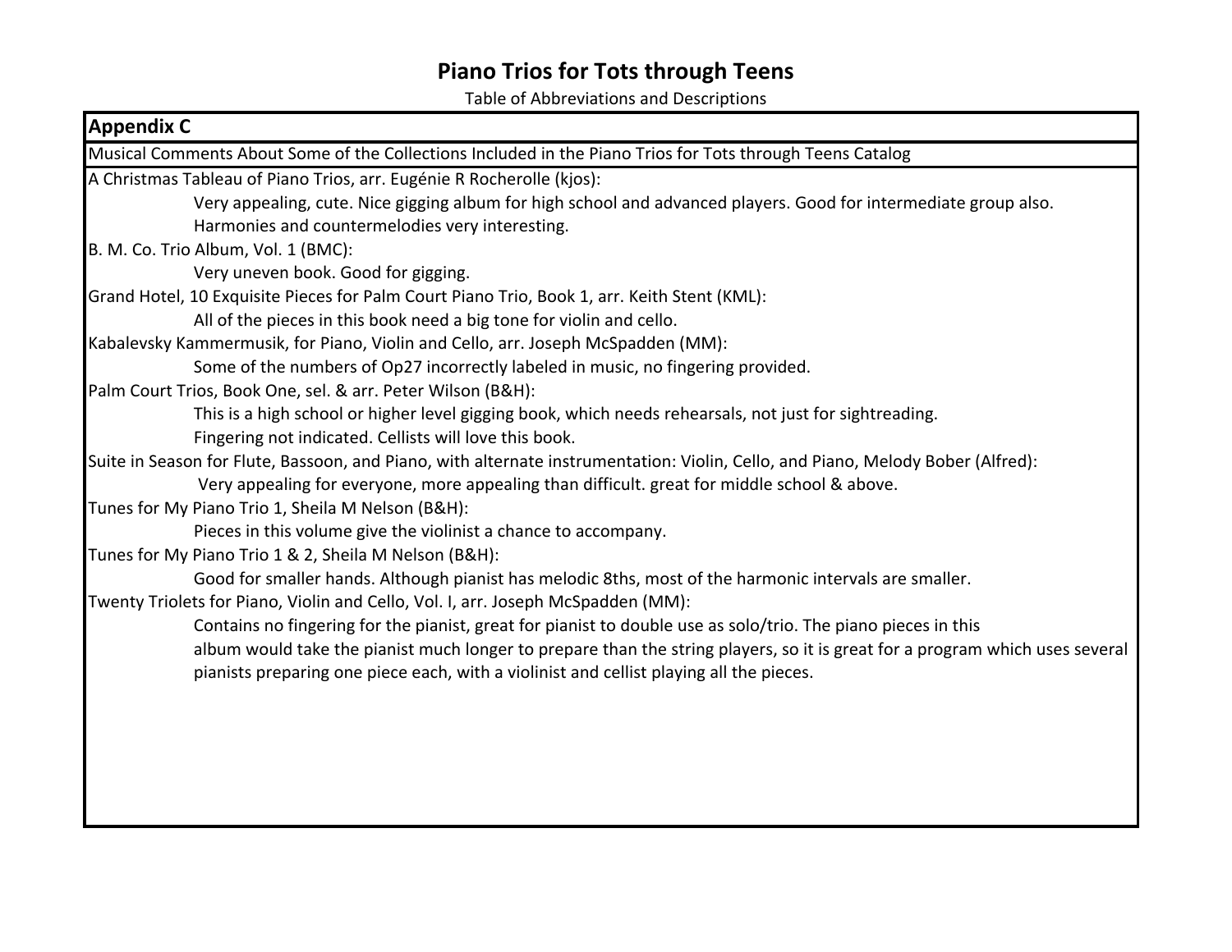# Piano Trios for Tots through Teens

Table of Abbreviations and Descriptions

## Appendix C

Musical Comments About Some of the Collections Included in the Piano Trios for Tots through Teens Catalog

A Christmas Tableau of Piano Trios, arr. Eugénie R Rocherolle (kjos):

> Very appealing, cute. Nice gigging album for high school and advanced players. Good for intermediate group also. Harmonies and countermelodies very interesting.

B. M. Co. Trio Album, Vol. 1 (BMC):

> Very uneven book. Good for gigging.

Grand Hotel, 10 Exquisite Pieces for Palm Court Piano Trio, Book 1, arr. Keith Stent (KML):

> All of the pieces in this book need a big tone for violin and cello.

Kabalevsky Kammermusik, for Piano, Violin and Cello, arr. Joseph McSpadden (MM):

> Some of the numbers of Op27 incorrectly labeled in music, no fingering provided.

Palm Court Trios, Book One, sel. & arr. Peter Wilson (B&H):

> This is a high school or higher level gigging book, which needs rehearsals, not just for sightreading. Fingering not indicated. Cellists will love this book.

Suite in Season for Flute, Bassoon, and Piano, with alternate instrumentation: Violin, Cello, and Piano, Melody Bober (Alfred):

> Very appealing for everyone, more appealing than difficult. great for middle school & above.

Tunes for My Piano Trio 1, Sheila M Nelson (B&H):

> Pieces in this volume give the violinist a chance to accompany.

Tunes for My Piano Trio 1 & 2, Sheila M Nelson (B&H):

> Good for smaller hands. Although pianist has melodic 8ths, most of the harmonic intervals are smaller.

Twenty Triolets for Piano, Violin and Cello, Vol. I, arr. Joseph McSpadden (MM):

> Contains no fingering for the pianist, great for pianist to double use as solo/trio. The piano pieces in this album would take the pianist much longer to prepare than the string players, so it is great for a program which uses several pianists preparing one piece each, with a violinist and cellist playing all the pieces.